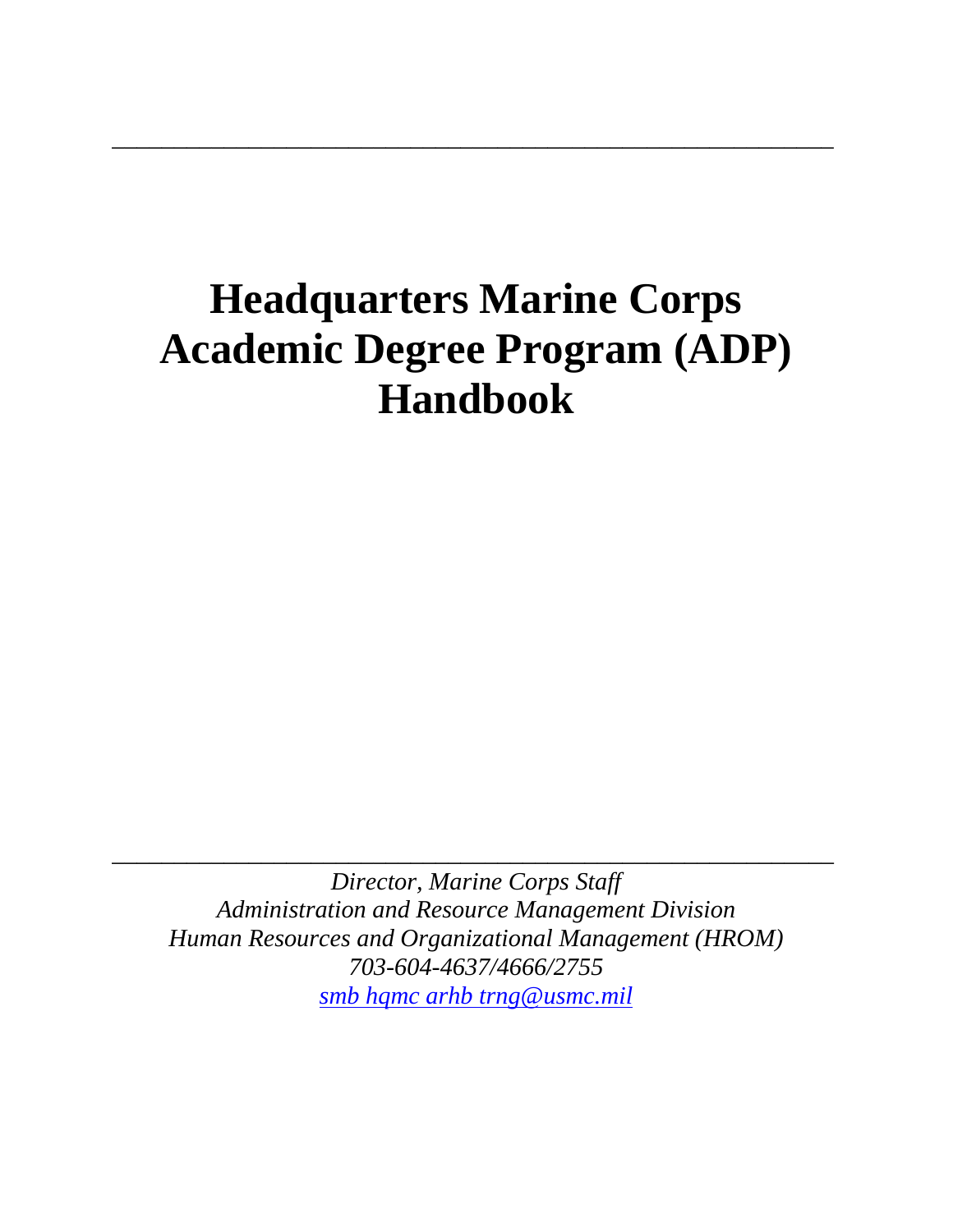---

# Headquarters Marine Corps Academic Degree Program (ADP) Handbook

---

*Director, Marine Corps Staff*
*Administration and Resource Management Division*
*Human Resources and Organizational Management (HROM)*
*703-604-4637/4666/2755*
*smb hqmc arhb trng@usmc.mil*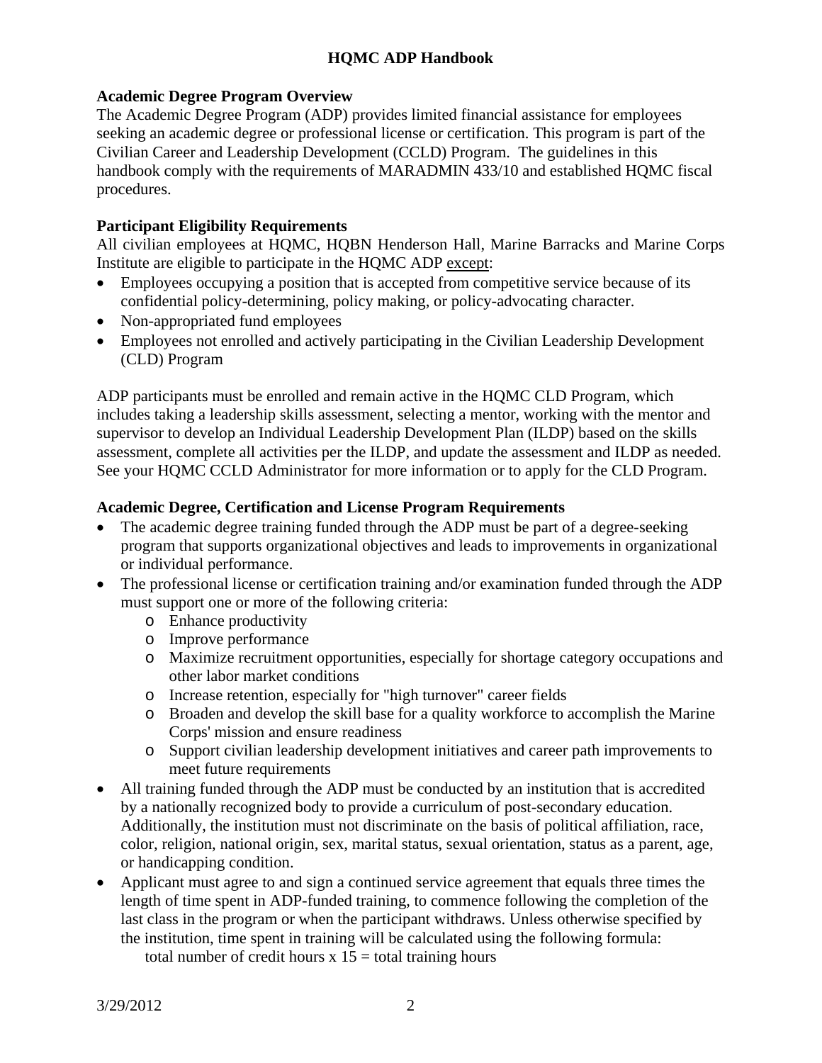**Academic Degree Program Overview**

The Academic Degree Program (ADP) provides limited financial assistance for employees seeking an academic degree or professional license or certification. This program is part of the Civilian Career and Leadership Development (CCLD) Program. The guidelines in this handbook comply with the requirements of MARADMIN 433/10 and established HQMC fiscal procedures.

**Participant Eligibility Requirements**

All civilian employees at HQMC, HQBN Henderson Hall, Marine Barracks and Marine Corps Institute are eligible to participate in the HQMC ADP <u>except</u>:

- Employees occupying a position that is accepted from competitive service because of its confidential policy-determining, policy making, or policy-advocating character.
- Non-appropriated fund employees
- Employees not enrolled and actively participating in the Civilian Leadership Development (CLD) Program

ADP participants must be enrolled and remain active in the HQMC CLD Program, which includes taking a leadership skills assessment, selecting a mentor, working with the mentor and supervisor to develop an Individual Leadership Development Plan (ILDP) based on the skills assessment, complete all activities per the ILDP, and update the assessment and ILDP as needed. See your HQMC CCLD Administrator for more information or to apply for the CLD Program.

**Academic Degree, Certification and License Program Requirements**

- The academic degree training funded through the ADP must be part of a degree-seeking program that supports organizational objectives and leads to improvements in organizational or individual performance.
- The professional license or certification training and/or examination funded through the ADP must support one or more of the following criteria:
  - Enhance productivity
  - Improve performance
  - Maximize recruitment opportunities, especially for shortage category occupations and other labor market conditions
  - Increase retention, especially for "high turnover" career fields
  - Broaden and develop the skill base for a quality workforce to accomplish the Marine Corps' mission and ensure readiness
  - Support civilian leadership development initiatives and career path improvements to meet future requirements
- All training funded through the ADP must be conducted by an institution that is accredited by a nationally recognized body to provide a curriculum of post-secondary education. Additionally, the institution must not discriminate on the basis of political affiliation, race, color, religion, national origin, sex, marital status, sexual orientation, status as a parent, age, or handicapping condition.
- Applicant must agree to and sign a continued service agreement that equals three times the length of time spent in ADP-funded training, to commence following the completion of the last class in the program or when the participant withdraws. Unless otherwise specified by the institution, time spent in training will be calculated using the following formula:
  
  total number of credit hours x 15 = total training hours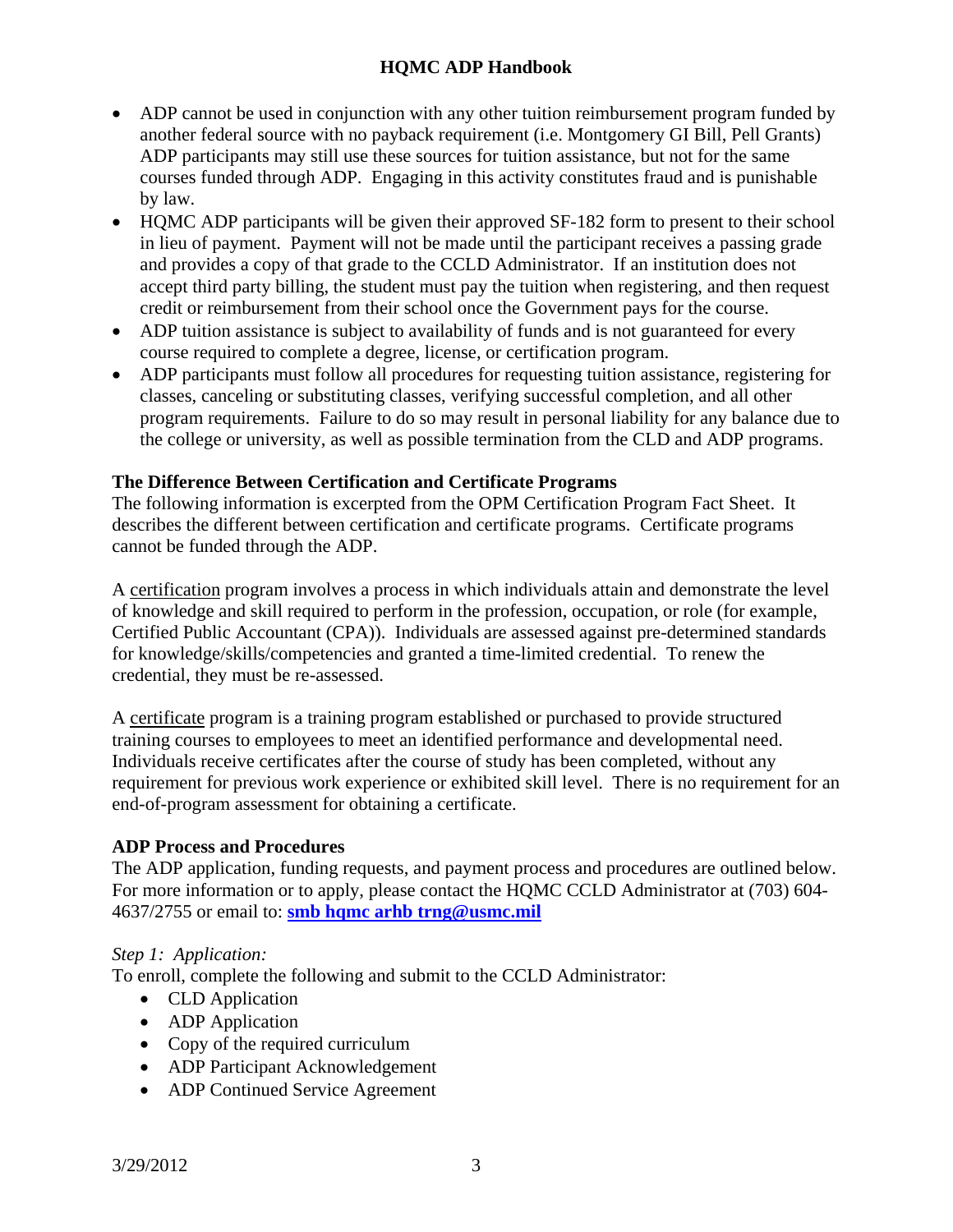- ADP cannot be used in conjunction with any other tuition reimbursement program funded by another federal source with no payback requirement (i.e. Montgomery GI Bill, Pell Grants) ADP participants may still use these sources for tuition assistance, but not for the same courses funded through ADP. Engaging in this activity constitutes fraud and is punishable by law.
- HQMC ADP participants will be given their approved SF-182 form to present to their school in lieu of payment. Payment will not be made until the participant receives a passing grade and provides a copy of that grade to the CCLD Administrator. If an institution does not accept third party billing, the student must pay the tuition when registering, and then request credit or reimbursement from their school once the Government pays for the course.
- ADP tuition assistance is subject to availability of funds and is not guaranteed for every course required to complete a degree, license, or certification program.
- ADP participants must follow all procedures for requesting tuition assistance, registering for classes, canceling or substituting classes, verifying successful completion, and all other program requirements. Failure to do so may result in personal liability for any balance due to the college or university, as well as possible termination from the CLD and ADP programs.

**The Difference Between Certification and Certificate Programs**

The following information is excerpted from the OPM Certification Program Fact Sheet. It describes the different between certification and certificate programs. Certificate programs cannot be funded through the ADP.

A certification program involves a process in which individuals attain and demonstrate the level of knowledge and skill required to perform in the profession, occupation, or role (for example, Certified Public Accountant (CPA)). Individuals are assessed against pre-determined standards for knowledge/skills/competencies and granted a time-limited credential. To renew the credential, they must be re-assessed.

A certificate program is a training program established or purchased to provide structured training courses to employees to meet an identified performance and developmental need. Individuals receive certificates after the course of study has been completed, without any requirement for previous work experience or exhibited skill level. There is no requirement for an end-of-program assessment for obtaining a certificate.

**ADP Process and Procedures**

The ADP application, funding requests, and payment process and procedures are outlined below. For more information or to apply, please contact the HQMC CCLD Administrator at (703) 604-4637/2755 or email to: **smb hqmc arhb trng@usmc.mil**

*Step 1: Application:*

To enroll, complete the following and submit to the CCLD Administrator:

- CLD Application
- ADP Application
- Copy of the required curriculum
- ADP Participant Acknowledgement
- ADP Continued Service Agreement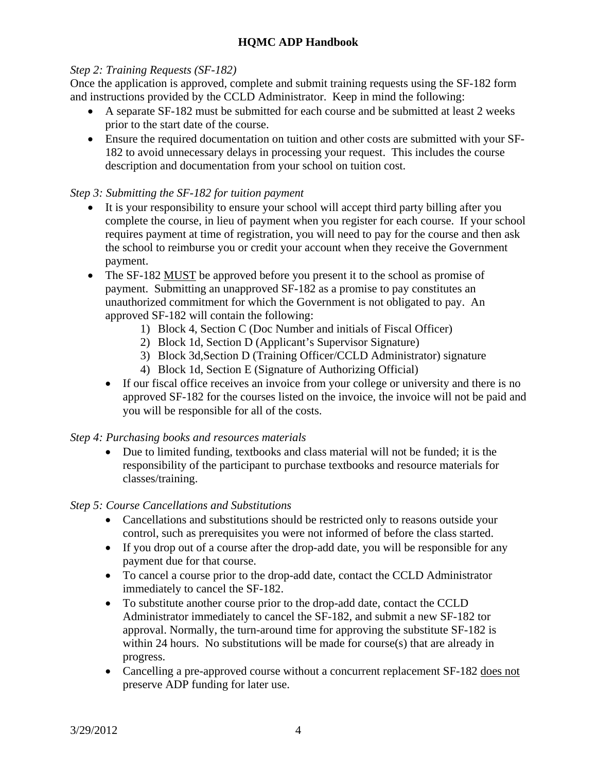*Step 2: Training Requests (SF-182)*

Once the application is approved, complete and submit training requests using the SF-182 form and instructions provided by the CCLD Administrator. Keep in mind the following:

- A separate SF-182 must be submitted for each course and be submitted at least 2 weeks prior to the start date of the course.
- Ensure the required documentation on tuition and other costs are submitted with your SF-182 to avoid unnecessary delays in processing your request. This includes the course description and documentation from your school on tuition cost.

*Step 3: Submitting the SF-182 for tuition payment*

- It is your responsibility to ensure your school will accept third party billing after you complete the course, in lieu of payment when you register for each course. If your school requires payment at time of registration, you will need to pay for the course and then ask the school to reimburse you or credit your account when they receive the Government payment.
- The SF-182 <u>MUST</u> be approved before you present it to the school as promise of payment. Submitting an unapproved SF-182 as a promise to pay constitutes an unauthorized commitment for which the Government is not obligated to pay. An approved SF-182 will contain the following:
    1) Block 4, Section C (Doc Number and initials of Fiscal Officer)
    2) Block 1d, Section D (Applicant's Supervisor Signature)
    3) Block 3d,Section D (Training Officer/CCLD Administrator) signature
    4) Block 1d, Section E (Signature of Authorizing Official)
  - If our fiscal office receives an invoice from your college or university and there is no approved SF-182 for the courses listed on the invoice, the invoice will not be paid and you will be responsible for all of the costs.

*Step 4: Purchasing books and resources materials*

- Due to limited funding, textbooks and class material will not be funded; it is the responsibility of the participant to purchase textbooks and resource materials for classes/training.

*Step 5: Course Cancellations and Substitutions*

- Cancellations and substitutions should be restricted only to reasons outside your control, such as prerequisites you were not informed of before the class started.
- If you drop out of a course after the drop-add date, you will be responsible for any payment due for that course.
- To cancel a course prior to the drop-add date, contact the CCLD Administrator immediately to cancel the SF-182.
- To substitute another course prior to the drop-add date, contact the CCLD Administrator immediately to cancel the SF-182, and submit a new SF-182 tor approval. Normally, the turn-around time for approving the substitute SF-182 is within 24 hours. No substitutions will be made for course(s) that are already in progress.
- Cancelling a pre-approved course without a concurrent replacement SF-182 <u>does not</u> preserve ADP funding for later use.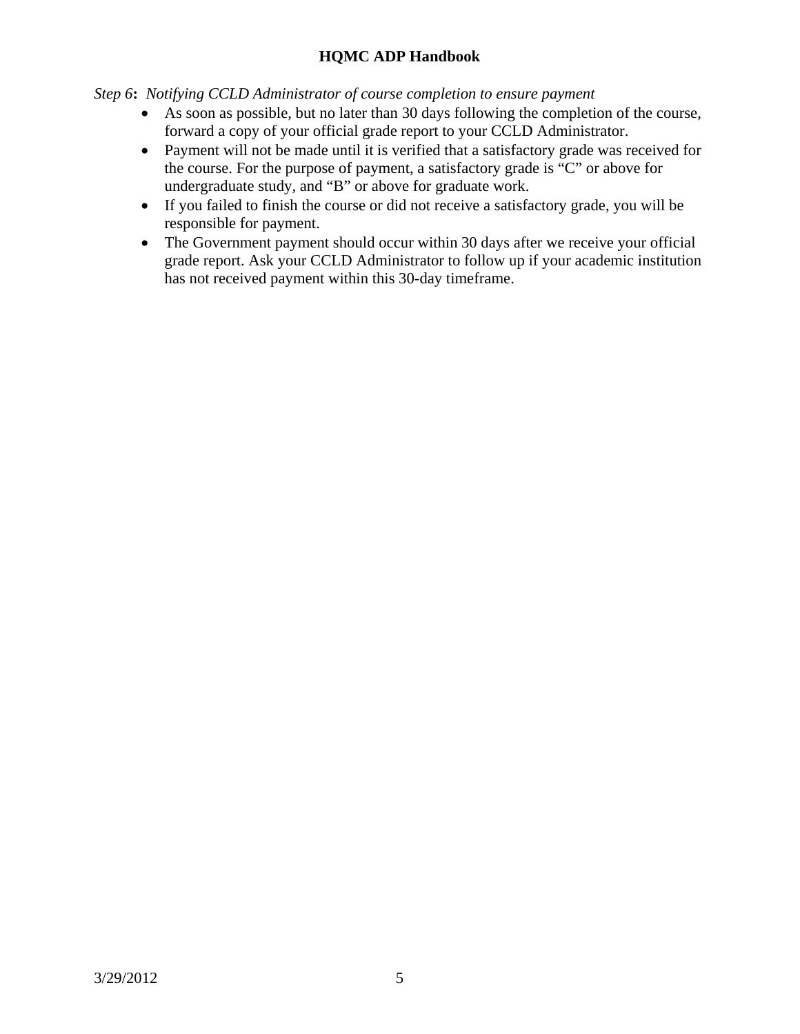*Step 6***:** *Notifying CCLD Administrator of course completion to ensure payment*

- As soon as possible, but no later than 30 days following the completion of the course, forward a copy of your official grade report to your CCLD Administrator.
- Payment will not be made until it is verified that a satisfactory grade was received for the course. For the purpose of payment, a satisfactory grade is "C" or above for undergraduate study, and "B" or above for graduate work.
- If you failed to finish the course or did not receive a satisfactory grade, you will be responsible for payment.
- The Government payment should occur within 30 days after we receive your official grade report. Ask your CCLD Administrator to follow up if your academic institution has not received payment within this 30-day timeframe.